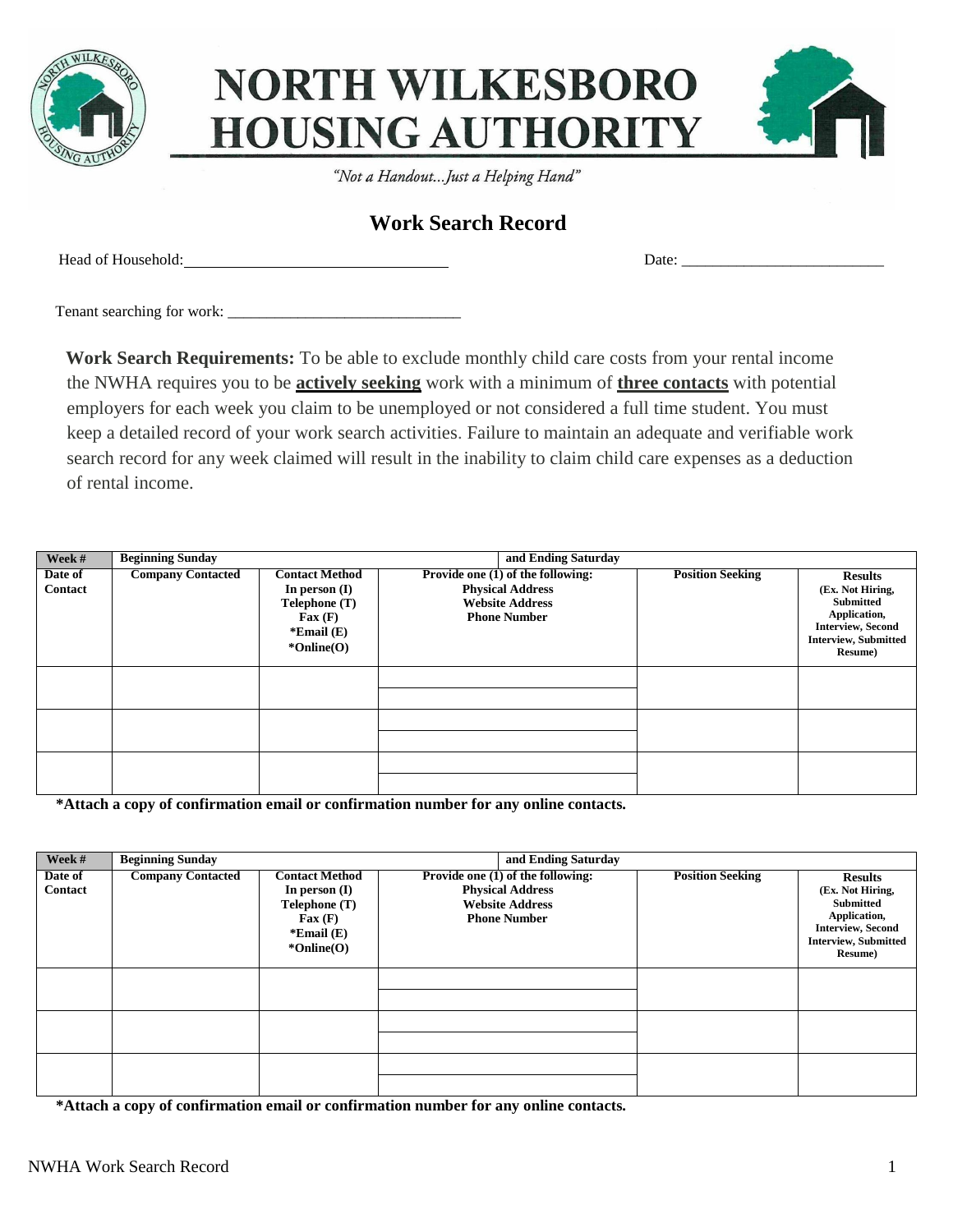# NORTH WILKESBORO HOUSING AUTHORITY

*"Not a Handout...Just a Helping Hand"*

## Work Search Record

Head of Household: ________________________________ Date: __________________________

Tenant searching for work: _____________________________

**Work Search Requirements:** To be able to exclude monthly child care costs from your rental income the NWHA requires you to be **actively seeking** work with a minimum of **three contacts** with potential employers for each week you claim to be unemployed or not considered a full time student. You must keep a detailed record of your work search activities. Failure to maintain an adequate and verifiable work search record for any week claimed will result in the inability to claim child care expenses as a deduction of rental income.

| **Week #** | **Beginning Sunday** | | **and Ending Saturday** | | |
|---|---|---|---|---|---|
| **Date of Contact** | **Company Contacted** | **Contact Method** In person (I) Telephone (T) Fax (F) *Email (E) *Online(O) | **Provide one (1) of the following:** Physical Address Website Address Phone Number | **Position Seeking** | **Results** (Ex. Not Hiring, Submitted Application, Interview, Second Interview, Submitted Resume) |
| | | | | | |
| | | | | | |
| | | | | | |

**\*Attach a copy of confirmation email or confirmation number for any online contacts.**

| **Week #** | **Beginning Sunday** | | **and Ending Saturday** | | |
|---|---|---|---|---|---|
| **Date of Contact** | **Company Contacted** | **Contact Method** In person (I) Telephone (T) Fax (F) *Email (E) *Online(O) | **Provide one (1) of the following:** Physical Address Website Address Phone Number | **Position Seeking** | **Results** (Ex. Not Hiring, Submitted Application, Interview, Second Interview, Submitted Resume) |
| | | | | | |
| | | | | | |
| | | | | | |

**\*Attach a copy of confirmation email or confirmation number for any online contacts.**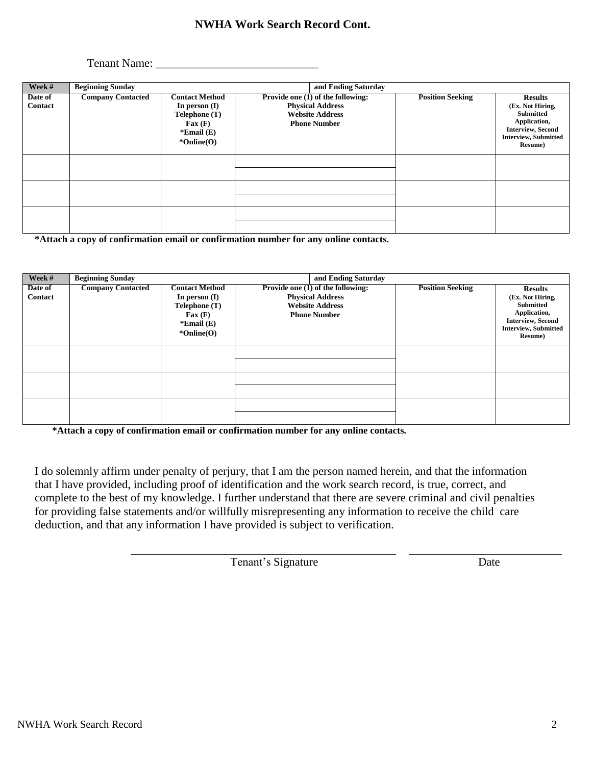## NWHA Work Search Record Cont.

Tenant Name: ___________________________

| Week # | Beginning Sunday | | | and Ending Saturday | |
|---|---|---|---|---|---|
| **Date of Contact** | **Company Contacted** | **Contact Method** In person (I) Telephone (T) Fax (F) *Email (E) *Online(O) | **Provide one (1) of the following:** Physical Address Website Address Phone Number | **Position Seeking** | **Results** (Ex. Not Hiring, Submitted Application, Interview, Second Interview, Submitted Resume) |
| | | | | | |
| | | | | | |
| | | | | | |
| | | | | | |
| | | | | | |
| | | | | | |

***Attach a copy of confirmation email or confirmation number for any online contacts.**

| Week # | Beginning Sunday | | | and Ending Saturday | |
|---|---|---|---|---|---|
| **Date of Contact** | **Company Contacted** | **Contact Method** In person (I) Telephone (T) Fax (F) *Email (E) *Online(O) | **Provide one (1) of the following:** Physical Address Website Address Phone Number | **Position Seeking** | **Results** (Ex. Not Hiring, Submitted Application, Interview, Second Interview, Submitted Resume) |
| | | | | | |
| | | | | | |
| | | | | | |
| | | | | | |
| | | | | | |
| | | | | | |

***Attach a copy of confirmation email or confirmation number for any online contacts.**

I do solemnly affirm under penalty of perjury, that I am the person named herein, and that the information that I have provided, including proof of identification and the work search record, is true, correct, and complete to the best of my knowledge. I further understand that there are severe criminal and civil penalties for providing false statements and/or willfully misrepresenting any information to receive the child care deduction, and that any information I have provided is subject to verification.

_______________________________ Tenant's Signature

_______________________________ Date